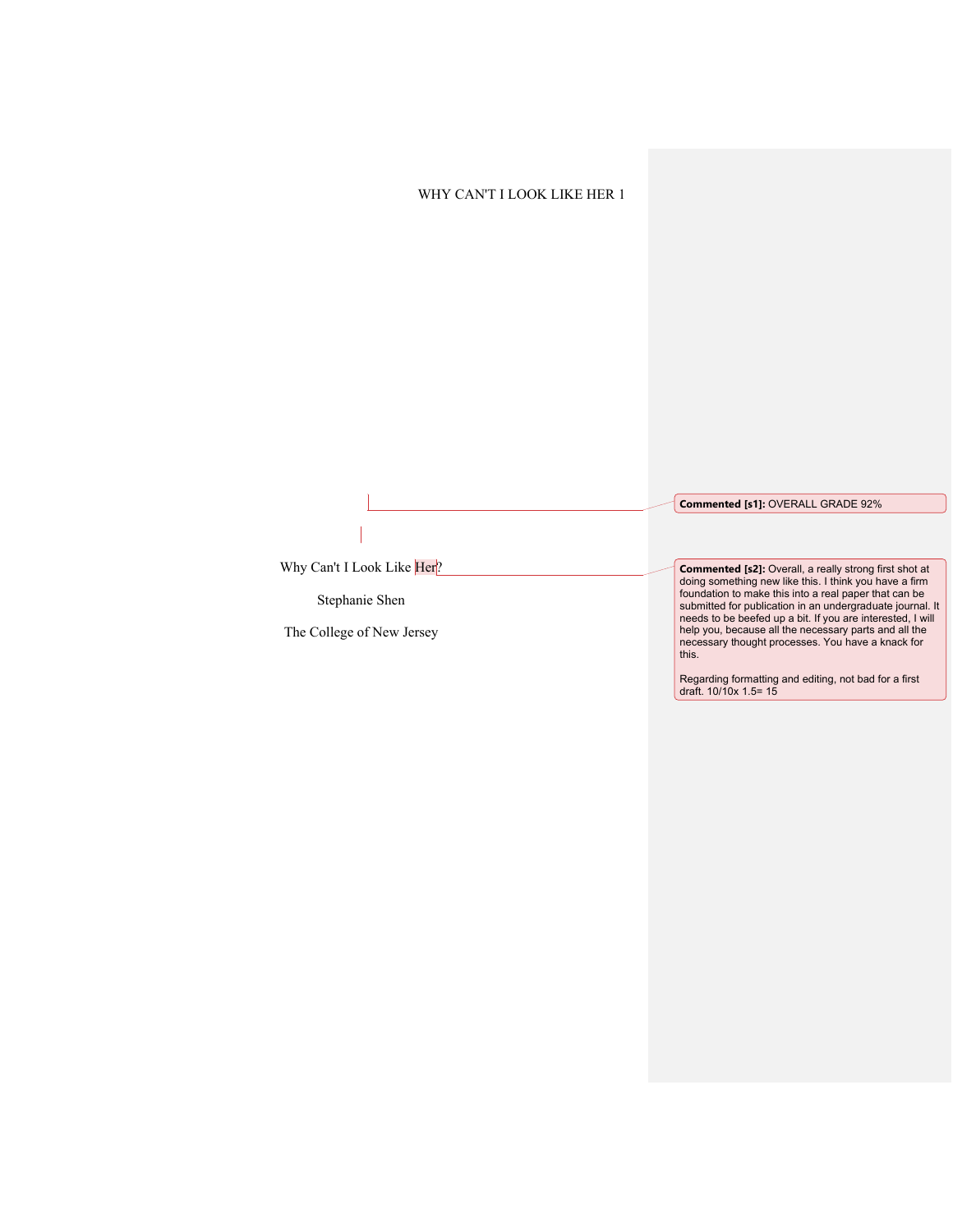Why Can't I Look Like Her?

Stephanie Shen

The College of New Jersey

**Commented [s1]:** OVERALL GRADE 92%

**Commented [s2]:** Overall, a really strong first shot at doing something new like this. I think you have a firm foundation to make this into a real paper that can be submitted for publication in an undergraduate journal. It needs to be beefed up a bit. If you are interested, I will help you, because all the necessary parts and all the necessary thought processes. You have a knack for this.

Regarding formatting and editing, not bad for a first draft. 10/10x 1.5= 15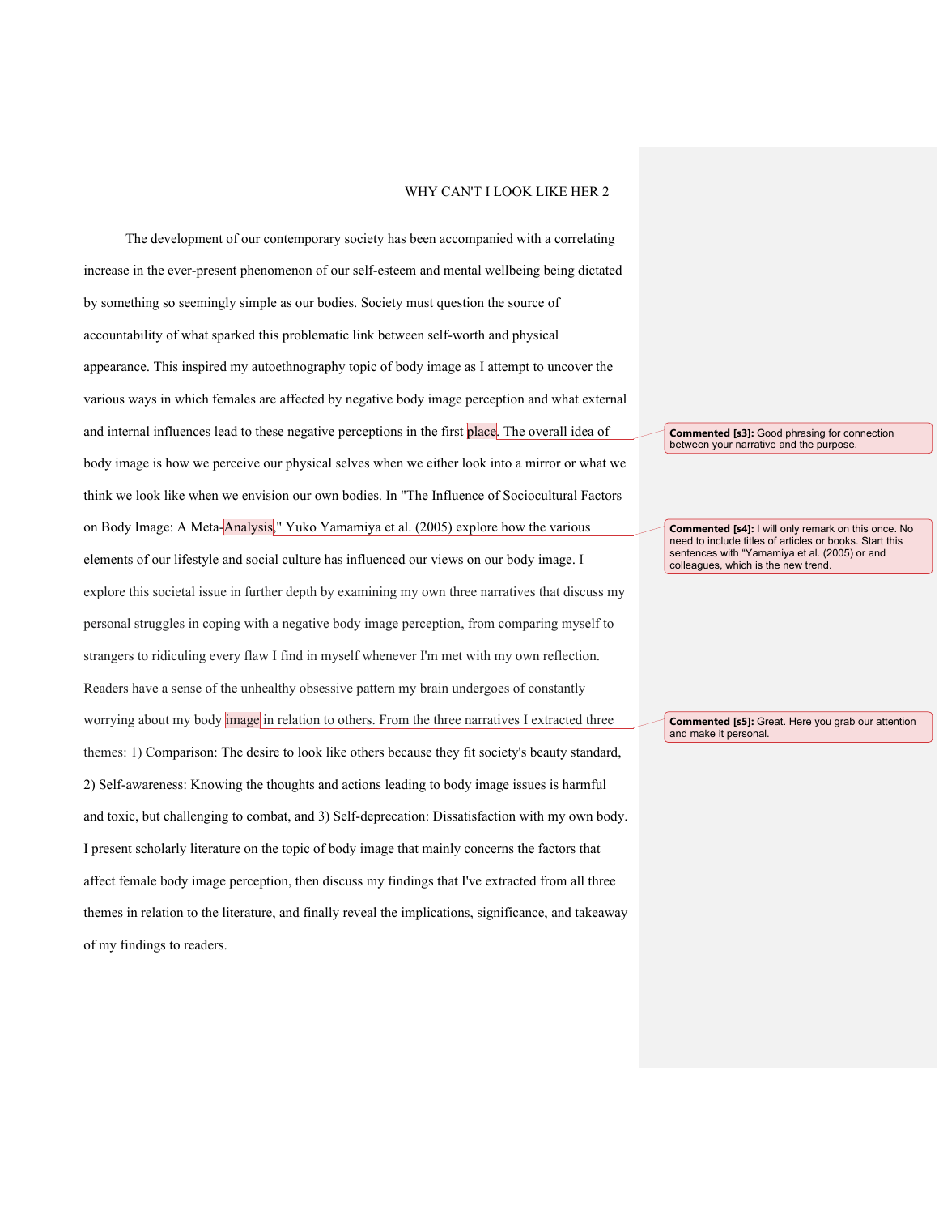The development of our contemporary society has been accompanied with a correlating increase in the ever-present phenomenon of our self-esteem and mental wellbeing being dictated by something so seemingly simple as our bodies. Society must question the source of accountability of what sparked this problematic link between self-worth and physical appearance. This inspired my autoethnography topic of body image as I attempt to uncover the various ways in which females are affected by negative body image perception and what external and internal influences lead to these negative perceptions in the first place. The overall idea of body image is how we perceive our physical selves when we either look into a mirror or what we think we look like when we envision our own bodies. In "The Influence of Sociocultural Factors on Body Image: A Meta-Analysis," Yuko Yamamiya et al. (2005) explore how the various elements of our lifestyle and social culture has influenced our views on our body image. I explore this societal issue in further depth by examining my own three narratives that discuss my personal struggles in coping with a negative body image perception, from comparing myself to strangers to ridiculing every flaw I find in myself whenever I'm met with my own reflection. Readers have a sense of the unhealthy obsessive pattern my brain undergoes of constantly worrying about my body image in relation to others. From the three narratives I extracted three themes: 1) Comparison: The desire to look like others because they fit society's beauty standard, 2) Self-awareness: Knowing the thoughts and actions leading to body image issues is harmful and toxic, but challenging to combat, and 3) Self-deprecation: Dissatisfaction with my own body. I present scholarly literature on the topic of body image that mainly concerns the factors that affect female body image perception, then discuss my findings that I've extracted from all three themes in relation to the literature, and finally reveal the implications, significance, and takeaway of my findings to readers.

**Commented [s3]:** Good phrasing for connection between your narrative and the purpose.

**Commented [s4]:** I will only remark on this once. No need to include titles of articles or books. Start this sentences with "Yamamiya et al. (2005) or and colleagues, which is the new trend.

**Commented [s5]:** Great. Here you grab our attention and make it personal.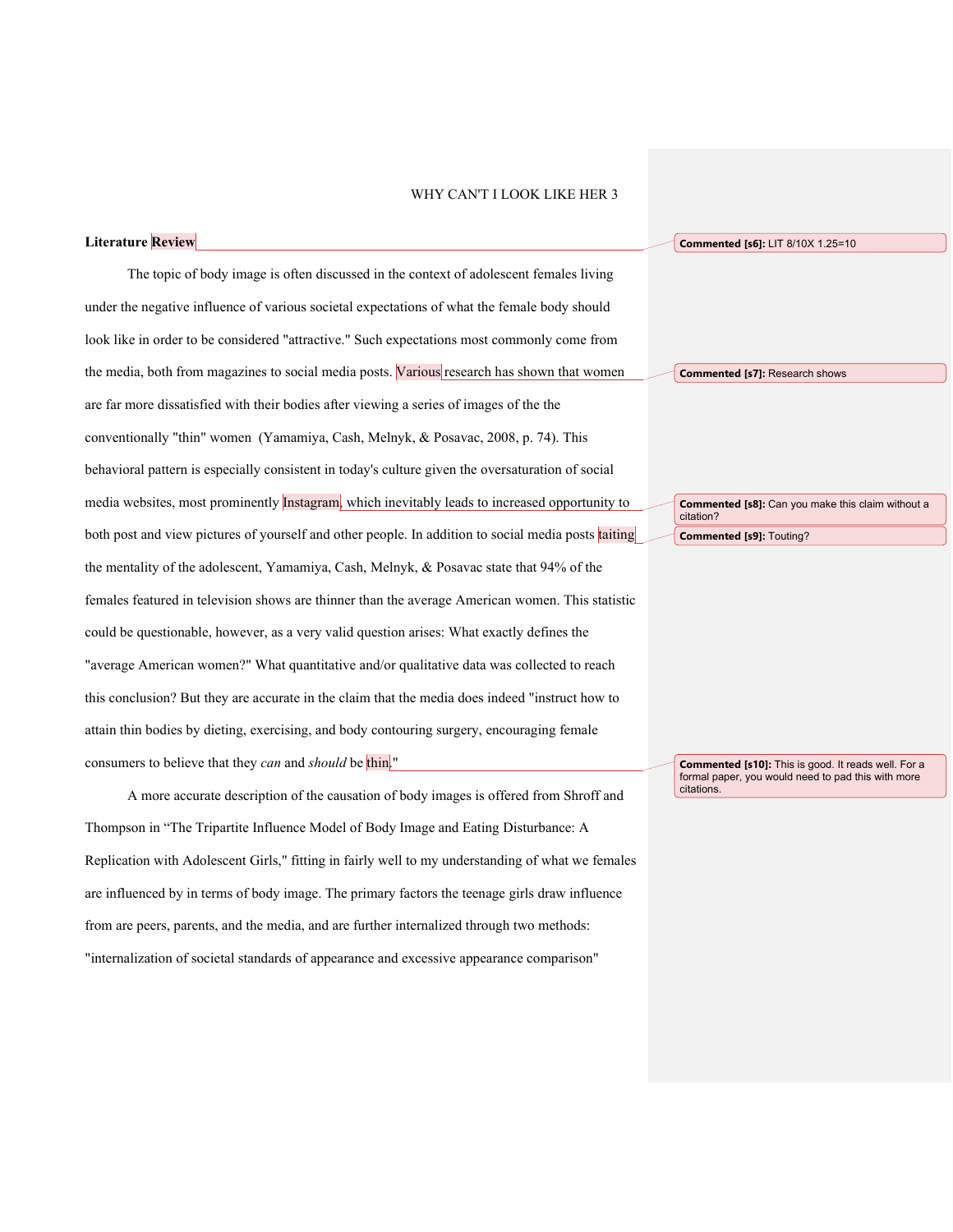## Literature Review

The topic of body image is often discussed in the context of adolescent females living under the negative influence of various societal expectations of what the female body should look like in order to be considered "attractive." Such expectations most commonly come from the media, both from magazines to social media posts. Various research has shown that women are far more dissatisfied with their bodies after viewing a series of images of the the conventionally "thin" women (Yamamiya, Cash, Melnyk, & Posavac, 2008, p. 74). This behavioral pattern is especially consistent in today's culture given the oversaturation of social media websites, most prominently Instagram, which inevitably leads to increased opportunity to both post and view pictures of yourself and other people. In addition to social media posts taiting the mentality of the adolescent, Yamamiya, Cash, Melnyk, & Posavac state that 94% of the females featured in television shows are thinner than the average American women. This statistic could be questionable, however, as a very valid question arises: What exactly defines the "average American women?" What quantitative and/or qualitative data was collected to reach this conclusion? But they are accurate in the claim that the media does indeed "instruct how to attain thin bodies by dieting, exercising, and body contouring surgery, encouraging female consumers to believe that they *can* and *should* be thin."

A more accurate description of the causation of body images is offered from Shroff and Thompson in "The Tripartite Influence Model of Body Image and Eating Disturbance: A Replication with Adolescent Girls," fitting in fairly well to my understanding of what we females are influenced by in terms of body image. The primary factors the teenage girls draw influence from are peers, parents, and the media, and are further internalized through two methods: "internalization of societal standards of appearance and excessive appearance comparison"

---

**Commented [s6]:** LIT 8/10X 1.25=10

**Commented [s7]:** Research shows

**Commented [s8]:** Can you make this claim without a citation?

**Commented [s9]:** Touting?

**Commented [s10]:** This is good. It reads well. For a formal paper, you would need to pad this with more citations.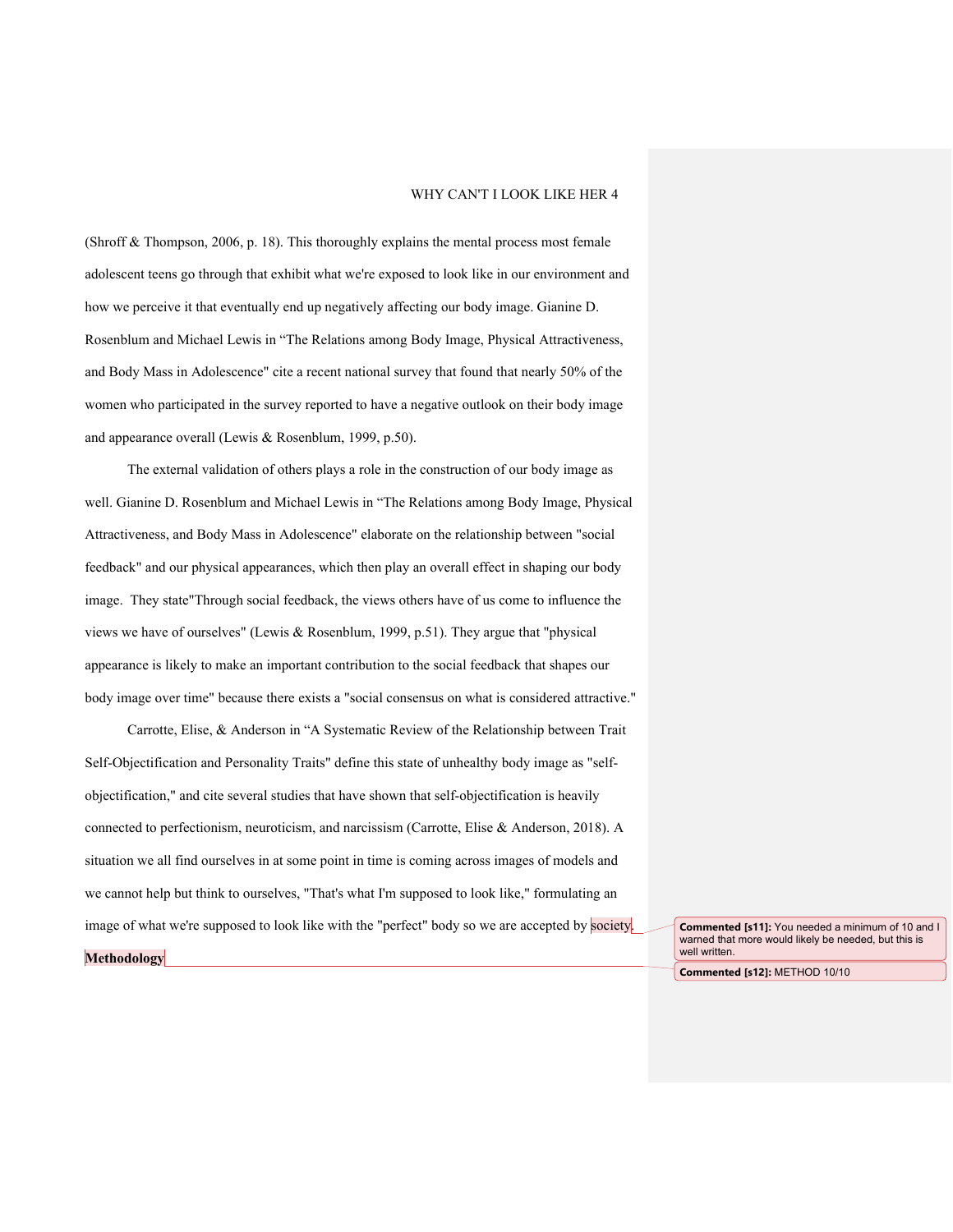(Shroff & Thompson, 2006, p. 18). This thoroughly explains the mental process most female adolescent teens go through that exhibit what we're exposed to look like in our environment and how we perceive it that eventually end up negatively affecting our body image. Gianine D. Rosenblum and Michael Lewis in "The Relations among Body Image, Physical Attractiveness, and Body Mass in Adolescence" cite a recent national survey that found that nearly 50% of the women who participated in the survey reported to have a negative outlook on their body image and appearance overall (Lewis & Rosenblum, 1999, p.50).

The external validation of others plays a role in the construction of our body image as well. Gianine D. Rosenblum and Michael Lewis in "The Relations among Body Image, Physical Attractiveness, and Body Mass in Adolescence" elaborate on the relationship between "social feedback" and our physical appearances, which then play an overall effect in shaping our body image. They state"Through social feedback, the views others have of us come to influence the views we have of ourselves" (Lewis & Rosenblum, 1999, p.51). They argue that "physical appearance is likely to make an important contribution to the social feedback that shapes our body image over time" because there exists a "social consensus on what is considered attractive."

Carrotte, Elise, & Anderson in "A Systematic Review of the Relationship between Trait Self-Objectification and Personality Traits" define this state of unhealthy body image as "self-objectification," and cite several studies that have shown that self-objectification is heavily connected to perfectionism, neuroticism, and narcissism (Carrotte, Elise & Anderson, 2018). A situation we all find ourselves in at some point in time is coming across images of models and we cannot help but think to ourselves, "That's what I'm supposed to look like," formulating an image of what we're supposed to look like with the "perfect" body so we are accepted by society.

**Methodology**

**Commented [s11]:** You needed a minimum of 10 and I warned that more would likely be needed, but this is well written.

**Commented [s12]:** METHOD 10/10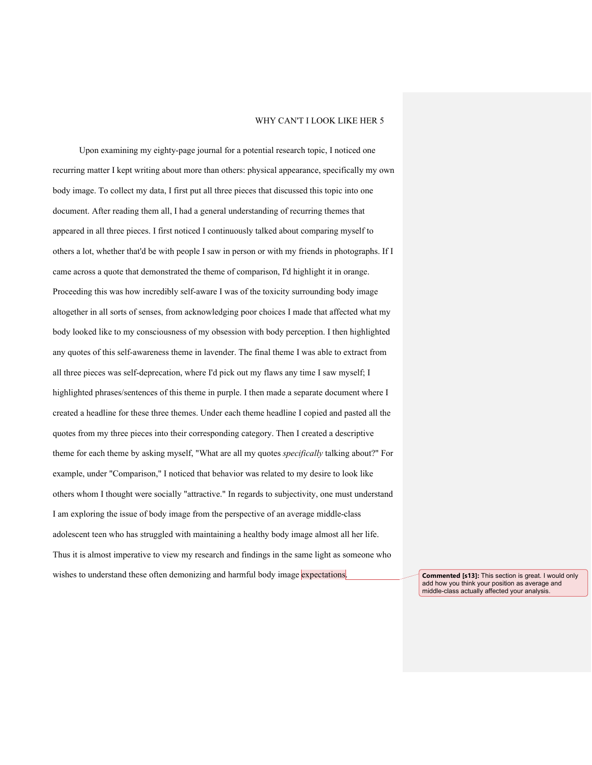Upon examining my eighty-page journal for a potential research topic, I noticed one recurring matter I kept writing about more than others: physical appearance, specifically my own body image. To collect my data, I first put all three pieces that discussed this topic into one document. After reading them all, I had a general understanding of recurring themes that appeared in all three pieces. I first noticed I continuously talked about comparing myself to others a lot, whether that'd be with people I saw in person or with my friends in photographs. If I came across a quote that demonstrated the theme of comparison, I'd highlight it in orange. Proceeding this was how incredibly self-aware I was of the toxicity surrounding body image altogether in all sorts of senses, from acknowledging poor choices I made that affected what my body looked like to my consciousness of my obsession with body perception. I then highlighted any quotes of this self-awareness theme in lavender. The final theme I was able to extract from all three pieces was self-deprecation, where I'd pick out my flaws any time I saw myself; I highlighted phrases/sentences of this theme in purple. I then made a separate document where I created a headline for these three themes. Under each theme headline I copied and pasted all the quotes from my three pieces into their corresponding category. Then I created a descriptive theme for each theme by asking myself, "What are all my quotes *specifically* talking about?" For example, under "Comparison," I noticed that behavior was related to my desire to look like others whom I thought were socially "attractive." In regards to subjectivity, one must understand I am exploring the issue of body image from the perspective of an average middle-class adolescent teen who has struggled with maintaining a healthy body image almost all her life. Thus it is almost imperative to view my research and findings in the same light as someone who wishes to understand these often demonizing and harmful body image expectations.

**Commented [s13]:** This section is great. I would only add how you think your position as average and middle-class actually affected your analysis.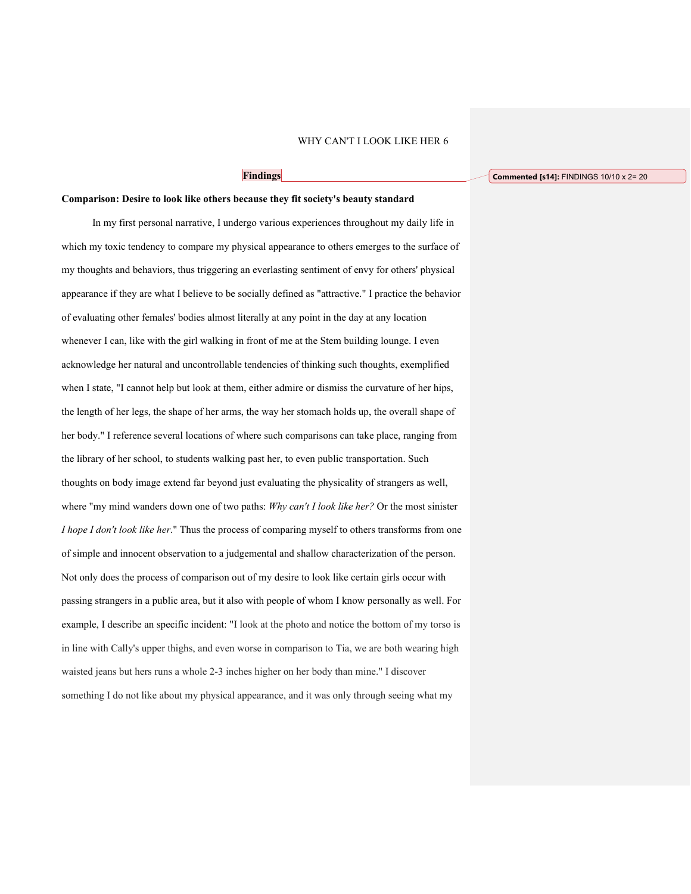## Findings

**Comparison: Desire to look like others because they fit society's beauty standard**

In my first personal narrative, I undergo various experiences throughout my daily life in which my toxic tendency to compare my physical appearance to others emerges to the surface of my thoughts and behaviors, thus triggering an everlasting sentiment of envy for others' physical appearance if they are what I believe to be socially defined as "attractive." I practice the behavior of evaluating other females' bodies almost literally at any point in the day at any location whenever I can, like with the girl walking in front of me at the Stem building lounge. I even acknowledge her natural and uncontrollable tendencies of thinking such thoughts, exemplified when I state, "I cannot help but look at them, either admire or dismiss the curvature of her hips, the length of her legs, the shape of her arms, the way her stomach holds up, the overall shape of her body." I reference several locations of where such comparisons can take place, ranging from the library of her school, to students walking past her, to even public transportation. Such thoughts on body image extend far beyond just evaluating the physicality of strangers as well, where "my mind wanders down one of two paths: *Why can't I look like her?* Or the most sinister *I hope I don't look like her*." Thus the process of comparing myself to others transforms from one of simple and innocent observation to a judgemental and shallow characterization of the person. Not only does the process of comparison out of my desire to look like certain girls occur with passing strangers in a public area, but it also with people of whom I know personally as well. For example, I describe an specific incident: "I look at the photo and notice the bottom of my torso is in line with Cally's upper thighs, and even worse in comparison to Tia, we are both wearing high waisted jeans but hers runs a whole 2-3 inches higher on her body than mine." I discover something I do not like about my physical appearance, and it was only through seeing what my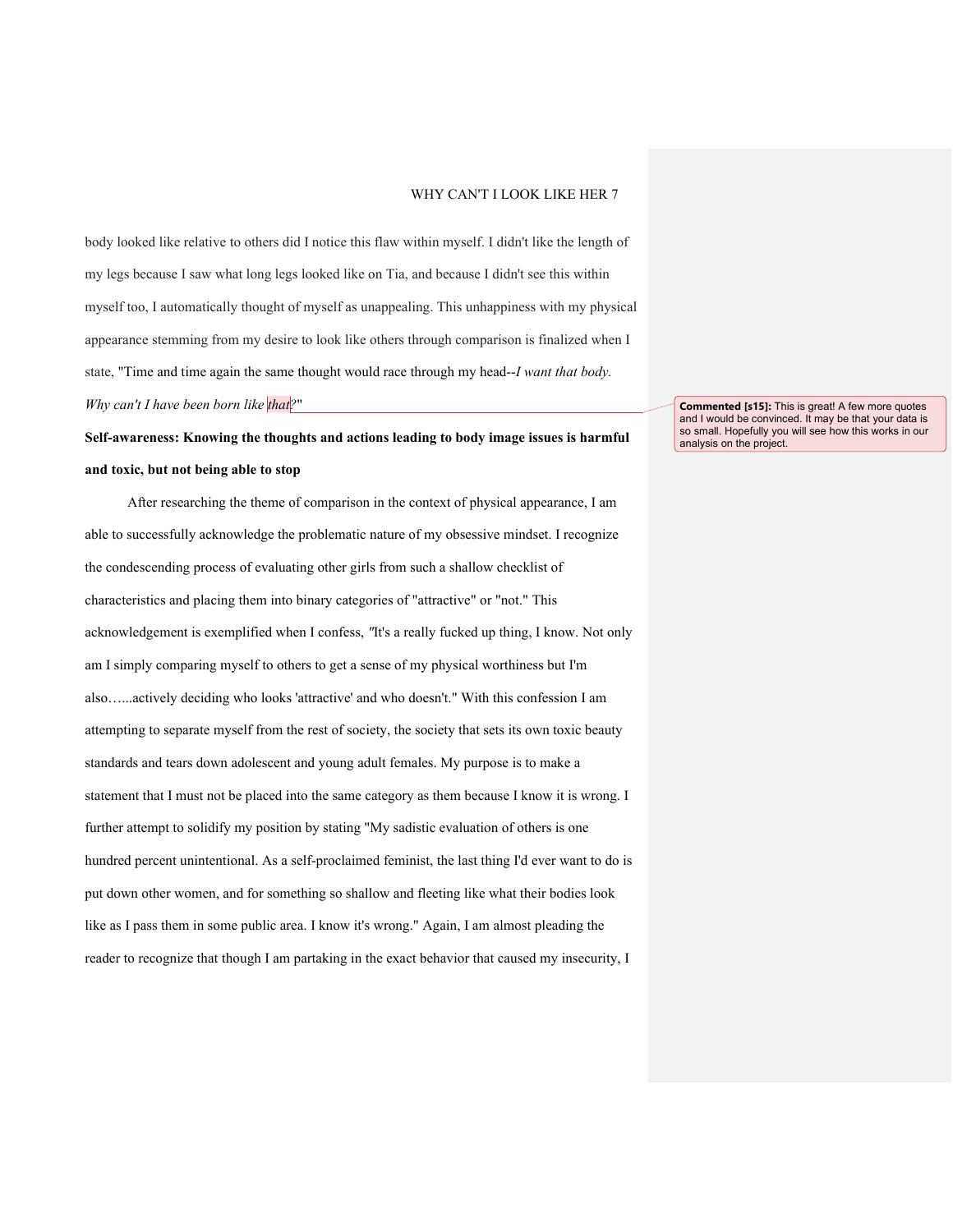body looked like relative to others did I notice this flaw within myself. I didn't like the length of my legs because I saw what long legs looked like on Tia, and because I didn't see this within myself too, I automatically thought of myself as unappealing. This unhappiness with my physical appearance stemming from my desire to look like others through comparison is finalized when I state, "Time and time again the same thought would race through my head--*I want that body. Why can't I have been born like that?*"

> **Commented [s15]:** This is great! A few more quotes and I would be convinced. It may be that your data is so small. Hopefully you will see how this works in our analysis on the project.

**Self-awareness: Knowing the thoughts and actions leading to body image issues is harmful and toxic, but not being able to stop**

After researching the theme of comparison in the context of physical appearance, I am able to successfully acknowledge the problematic nature of my obsessive mindset. I recognize the condescending process of evaluating other girls from such a shallow checklist of characteristics and placing them into binary categories of "attractive" or "not." This acknowledgement is exemplified when I confess, "It's a really fucked up thing, I know. Not only am I simply comparing myself to others to get a sense of my physical worthiness but I'm also…...actively deciding who looks 'attractive' and who doesn't." With this confession I am attempting to separate myself from the rest of society, the society that sets its own toxic beauty standards and tears down adolescent and young adult females. My purpose is to make a statement that I must not be placed into the same category as them because I know it is wrong. I further attempt to solidify my position by stating "My sadistic evaluation of others is one hundred percent unintentional. As a self-proclaimed feminist, the last thing I'd ever want to do is put down other women, and for something so shallow and fleeting like what their bodies look like as I pass them in some public area. I know it's wrong." Again, I am almost pleading the reader to recognize that though I am partaking in the exact behavior that caused my insecurity, I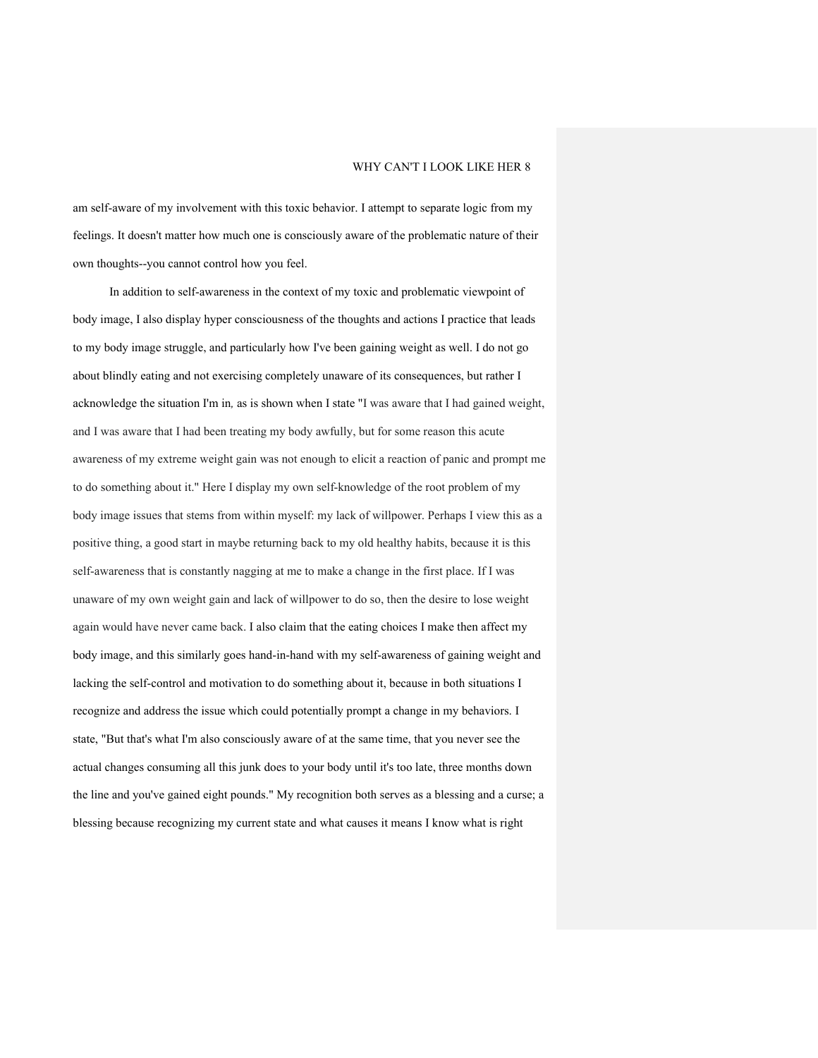am self-aware of my involvement with this toxic behavior. I attempt to separate logic from my feelings. It doesn't matter how much one is consciously aware of the problematic nature of their own thoughts--you cannot control how you feel.

In addition to self-awareness in the context of my toxic and problematic viewpoint of body image, I also display hyper consciousness of the thoughts and actions I practice that leads to my body image struggle, and particularly how I've been gaining weight as well. I do not go about blindly eating and not exercising completely unaware of its consequences, but rather I acknowledge the situation I'm in*,* as is shown when I state "I was aware that I had gained weight, and I was aware that I had been treating my body awfully, but for some reason this acute awareness of my extreme weight gain was not enough to elicit a reaction of panic and prompt me to do something about it." Here I display my own self-knowledge of the root problem of my body image issues that stems from within myself: my lack of willpower. Perhaps I view this as a positive thing, a good start in maybe returning back to my old healthy habits, because it is this self-awareness that is constantly nagging at me to make a change in the first place. If I was unaware of my own weight gain and lack of willpower to do so, then the desire to lose weight again would have never came back. I also claim that the eating choices I make then affect my body image, and this similarly goes hand-in-hand with my self-awareness of gaining weight and lacking the self-control and motivation to do something about it, because in both situations I recognize and address the issue which could potentially prompt a change in my behaviors. I state, "But that's what I'm also consciously aware of at the same time, that you never see the actual changes consuming all this junk does to your body until it's too late, three months down the line and you've gained eight pounds." My recognition both serves as a blessing and a curse; a blessing because recognizing my current state and what causes it means I know what is right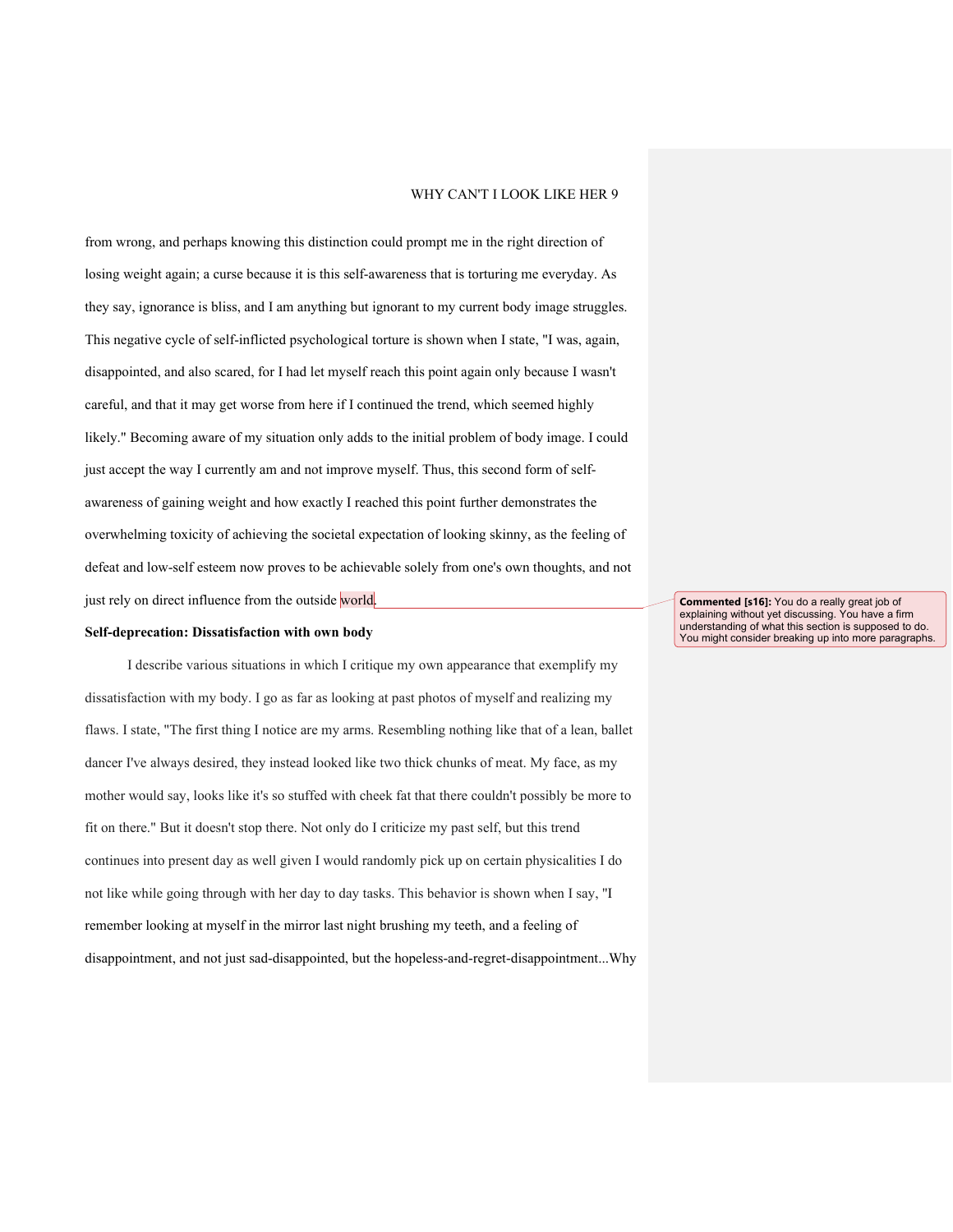from wrong, and perhaps knowing this distinction could prompt me in the right direction of losing weight again; a curse because it is this self-awareness that is torturing me everyday. As they say, ignorance is bliss, and I am anything but ignorant to my current body image struggles. This negative cycle of self-inflicted psychological torture is shown when I state, "I was, again, disappointed, and also scared, for I had let myself reach this point again only because I wasn't careful, and that it may get worse from here if I continued the trend, which seemed highly likely." Becoming aware of my situation only adds to the initial problem of body image. I could just accept the way I currently am and not improve myself. Thus, this second form of self-awareness of gaining weight and how exactly I reached this point further demonstrates the overwhelming toxicity of achieving the societal expectation of looking skinny, as the feeling of defeat and low-self esteem now proves to be achievable solely from one's own thoughts, and not just rely on direct influence from the outside world.

**Commented [s16]:** You do a really great job of explaining without yet discussing. You have a firm understanding of what this section is supposed to do. You might consider breaking up into more paragraphs.

**Self-deprecation: Dissatisfaction with own body**

I describe various situations in which I critique my own appearance that exemplify my dissatisfaction with my body. I go as far as looking at past photos of myself and realizing my flaws. I state, "The first thing I notice are my arms. Resembling nothing like that of a lean, ballet dancer I've always desired, they instead looked like two thick chunks of meat. My face, as my mother would say, looks like it's so stuffed with cheek fat that there couldn't possibly be more to fit on there." But it doesn't stop there. Not only do I criticize my past self, but this trend continues into present day as well given I would randomly pick up on certain physicalities I do not like while going through with her day to day tasks. This behavior is shown when I say, "I remember looking at myself in the mirror last night brushing my teeth, and a feeling of disappointment, and not just sad-disappointed, but the hopeless-and-regret-disappointment...Why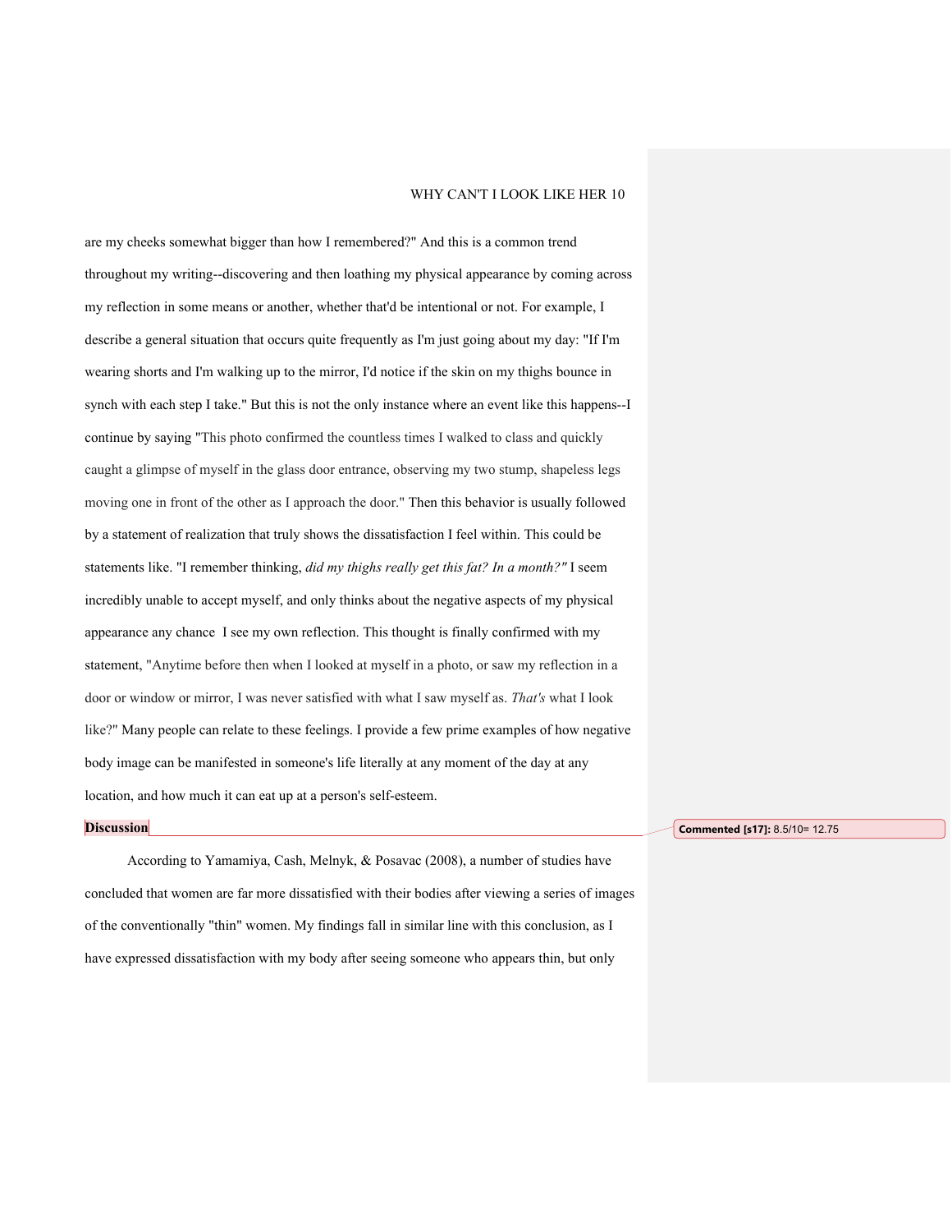are my cheeks somewhat bigger than how I remembered?" And this is a common trend throughout my writing--discovering and then loathing my physical appearance by coming across my reflection in some means or another, whether that'd be intentional or not. For example, I describe a general situation that occurs quite frequently as I'm just going about my day: "If I'm wearing shorts and I'm walking up to the mirror, I'd notice if the skin on my thighs bounce in synch with each step I take." But this is not the only instance where an event like this happens--I continue by saying "This photo confirmed the countless times I walked to class and quickly caught a glimpse of myself in the glass door entrance, observing my two stump, shapeless legs moving one in front of the other as I approach the door." Then this behavior is usually followed by a statement of realization that truly shows the dissatisfaction I feel within. This could be statements like. "I remember thinking, *did my thighs really get this fat? In a month?"* I seem incredibly unable to accept myself, and only thinks about the negative aspects of my physical appearance any chance I see my own reflection. This thought is finally confirmed with my statement, "Anytime before then when I looked at myself in a photo, or saw my reflection in a door or window or mirror, I was never satisfied with what I saw myself as. *That's* what I look like?" Many people can relate to these feelings. I provide a few prime examples of how negative body image can be manifested in someone's life literally at any moment of the day at any location, and how much it can eat up at a person's self-esteem.

## Discussion

> Commented [s17]: 8.5/10= 12.75

According to Yamamiya, Cash, Melnyk, & Posavac (2008), a number of studies have concluded that women are far more dissatisfied with their bodies after viewing a series of images of the conventionally "thin" women. My findings fall in similar line with this conclusion, as I have expressed dissatisfaction with my body after seeing someone who appears thin, but only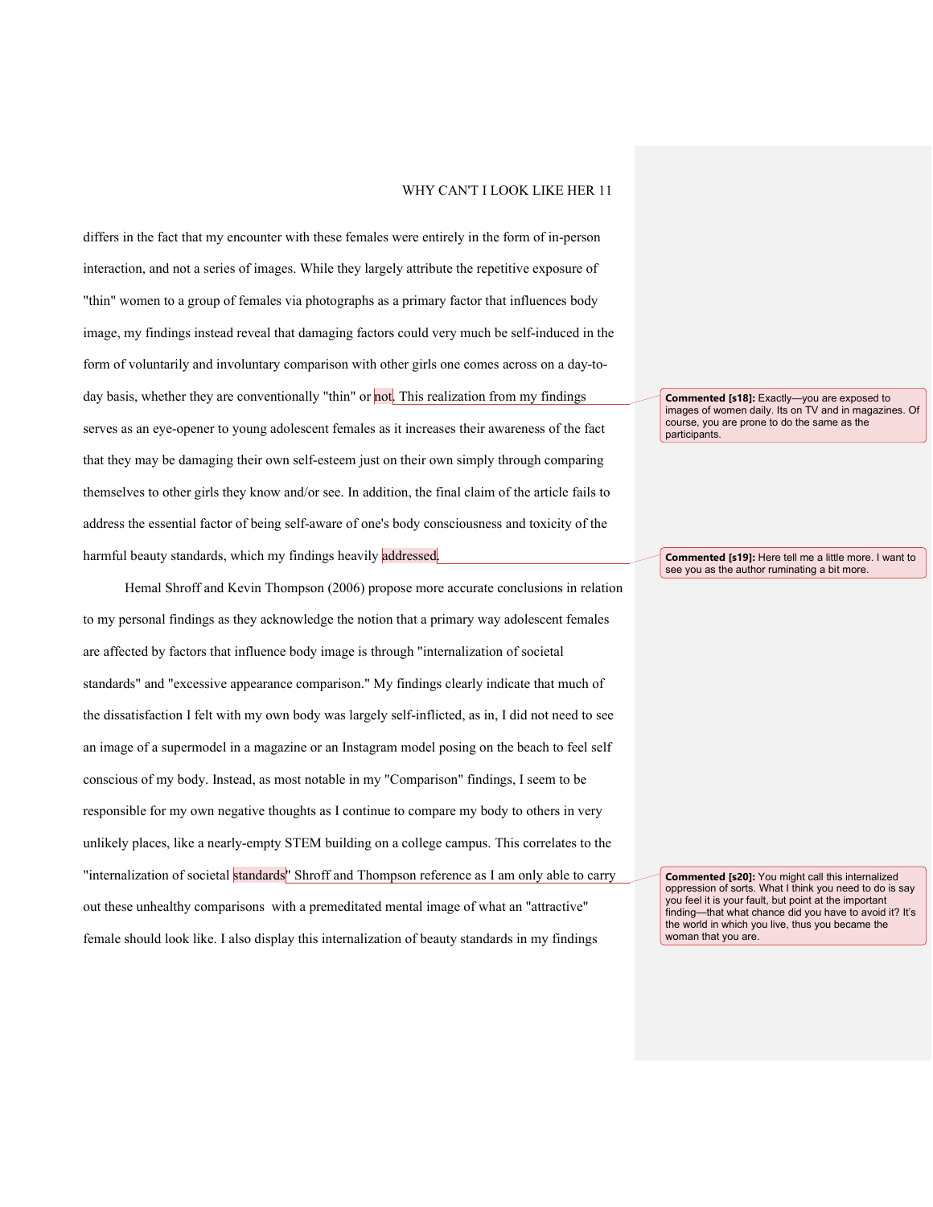differs in the fact that my encounter with these females were entirely in the form of in-person interaction, and not a series of images. While they largely attribute the repetitive exposure of "thin" women to a group of females via photographs as a primary factor that influences body image, my findings instead reveal that damaging factors could very much be self-induced in the form of voluntarily and involuntary comparison with other girls one comes across on a day-to-day basis, whether they are conventionally "thin" or not. This realization from my findings serves as an eye-opener to young adolescent females as it increases their awareness of the fact that they may be damaging their own self-esteem just on their own simply through comparing themselves to other girls they know and/or see. In addition, the final claim of the article fails to address the essential factor of being self-aware of one's body consciousness and toxicity of the harmful beauty standards, which my findings heavily addressed.

Hemal Shroff and Kevin Thompson (2006) propose more accurate conclusions in relation to my personal findings as they acknowledge the notion that a primary way adolescent females are affected by factors that influence body image is through "internalization of societal standards" and "excessive appearance comparison." My findings clearly indicate that much of the dissatisfaction I felt with my own body was largely self-inflicted, as in, I did not need to see an image of a supermodel in a magazine or an Instagram model posing on the beach to feel self conscious of my body. Instead, as most notable in my "Comparison" findings, I seem to be responsible for my own negative thoughts as I continue to compare my body to others in very unlikely places, like a nearly-empty STEM building on a college campus. This correlates to the "internalization of societal standards" Shroff and Thompson reference as I am only able to carry out these unhealthy comparisons with a premeditated mental image of what an "attractive" female should look like. I also display this internalization of beauty standards in my findings

**Commented [s18]:** Exactly—you are exposed to images of women daily. Its on TV and in magazines. Of course, you are prone to do the same as the participants.

**Commented [s19]:** Here tell me a little more. I want to see you as the author ruminating a bit more.

**Commented [s20]:** You might call this internalized oppression of sorts. What I think you need to do is say you feel it is your fault, but point at the important finding—that what chance did you have to avoid it? It's the world in which you live, thus you became the woman that you are.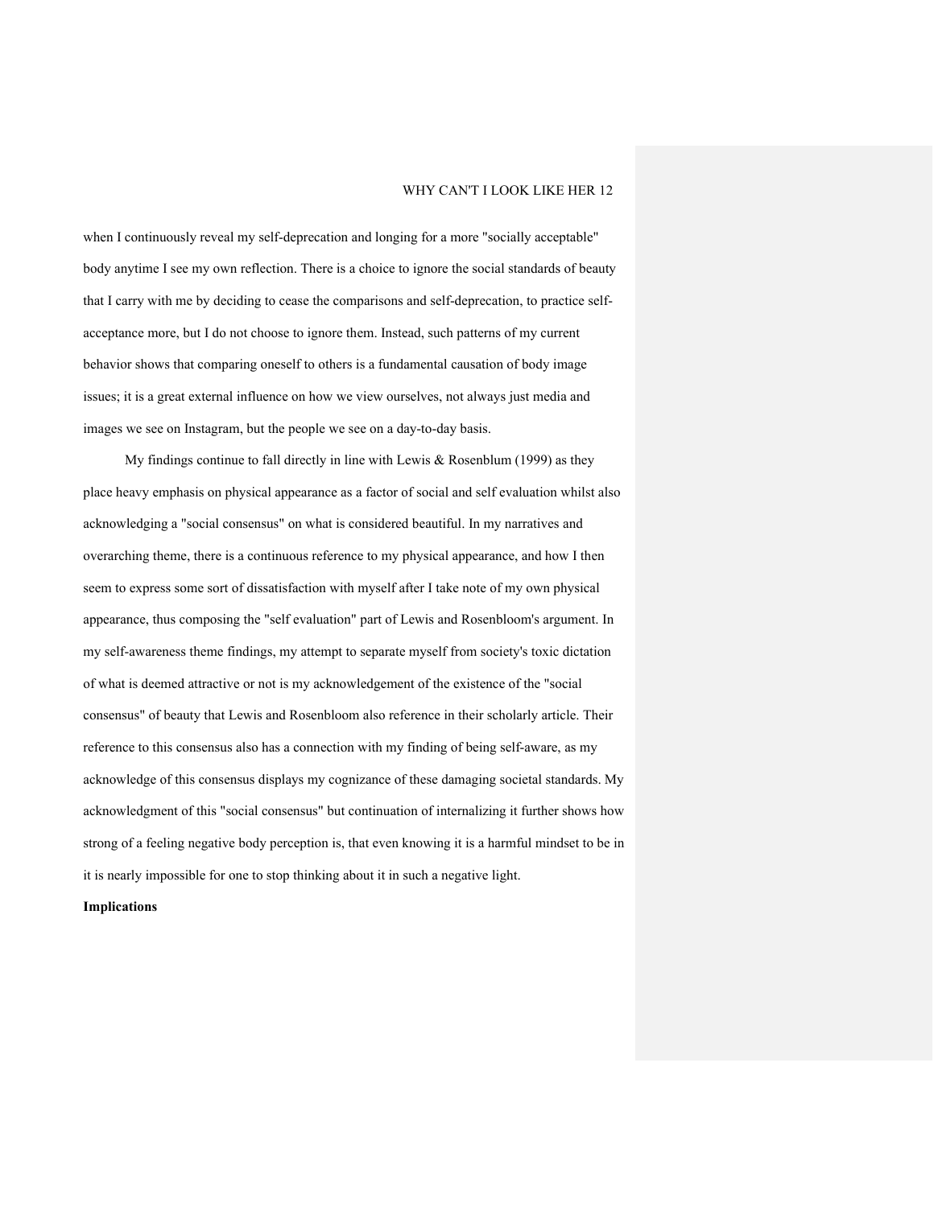when I continuously reveal my self-deprecation and longing for a more "socially acceptable" body anytime I see my own reflection. There is a choice to ignore the social standards of beauty that I carry with me by deciding to cease the comparisons and self-deprecation, to practice self-acceptance more, but I do not choose to ignore them. Instead, such patterns of my current behavior shows that comparing oneself to others is a fundamental causation of body image issues; it is a great external influence on how we view ourselves, not always just media and images we see on Instagram, but the people we see on a day-to-day basis.

My findings continue to fall directly in line with Lewis & Rosenblum (1999) as they place heavy emphasis on physical appearance as a factor of social and self evaluation whilst also acknowledging a "social consensus" on what is considered beautiful. In my narratives and overarching theme, there is a continuous reference to my physical appearance, and how I then seem to express some sort of dissatisfaction with myself after I take note of my own physical appearance, thus composing the "self evaluation" part of Lewis and Rosenbloom's argument. In my self-awareness theme findings, my attempt to separate myself from society's toxic dictation of what is deemed attractive or not is my acknowledgement of the existence of the "social consensus" of beauty that Lewis and Rosenbloom also reference in their scholarly article. Their reference to this consensus also has a connection with my finding of being self-aware, as my acknowledge of this consensus displays my cognizance of these damaging societal standards. My acknowledgment of this "social consensus" but continuation of internalizing it further shows how strong of a feeling negative body perception is, that even knowing it is a harmful mindset to be in it is nearly impossible for one to stop thinking about it in such a negative light.

**Implications**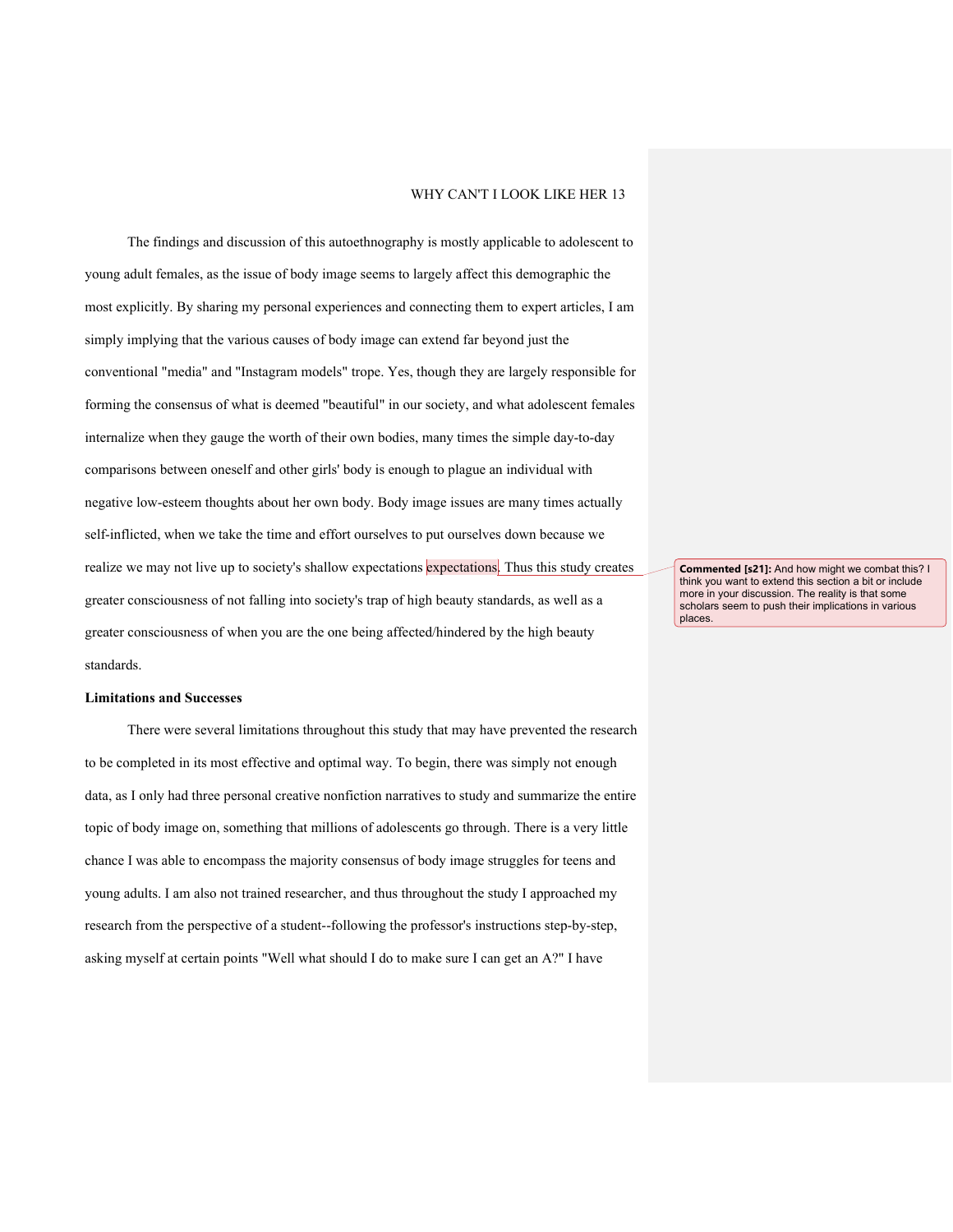The findings and discussion of this autoethnography is mostly applicable to adolescent to young adult females, as the issue of body image seems to largely affect this demographic the most explicitly. By sharing my personal experiences and connecting them to expert articles, I am simply implying that the various causes of body image can extend far beyond just the conventional "media" and "Instagram models" trope. Yes, though they are largely responsible for forming the consensus of what is deemed "beautiful" in our society, and what adolescent females internalize when they gauge the worth of their own bodies, many times the simple day-to-day comparisons between oneself and other girls' body is enough to plague an individual with negative low-esteem thoughts about her own body. Body image issues are many times actually self-inflicted, when we take the time and effort ourselves to put ourselves down because we realize we may not live up to society's shallow expectations expectations. Thus this study creates greater consciousness of not falling into society's trap of high beauty standards, as well as a greater consciousness of when you are the one being affected/hindered by the high beauty standards.

**Commented [s21]:** And how might we combat this? I think you want to extend this section a bit or include more in your discussion. The reality is that some scholars seem to push their implications in various places.

**Limitations and Successes**

There were several limitations throughout this study that may have prevented the research to be completed in its most effective and optimal way. To begin, there was simply not enough data, as I only had three personal creative nonfiction narratives to study and summarize the entire topic of body image on, something that millions of adolescents go through. There is a very little chance I was able to encompass the majority consensus of body image struggles for teens and young adults. I am also not trained researcher, and thus throughout the study I approached my research from the perspective of a student--following the professor's instructions step-by-step, asking myself at certain points "Well what should I do to make sure I can get an A?" I have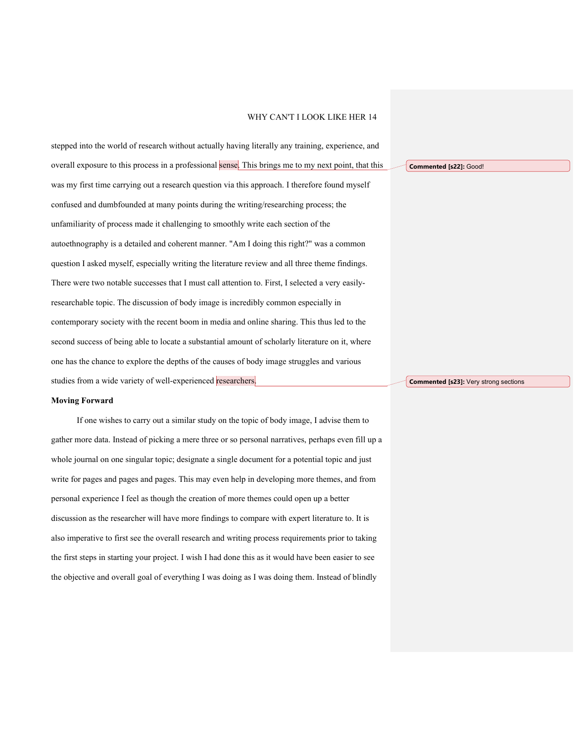stepped into the world of research without actually having literally any training, experience, and overall exposure to this process in a professional sense. This brings me to my next point, that this was my first time carrying out a research question via this approach. I therefore found myself confused and dumbfounded at many points during the writing/researching process; the unfamiliarity of process made it challenging to smoothly write each section of the autoethnography is a detailed and coherent manner. "Am I doing this right?" was a common question I asked myself, especially writing the literature review and all three theme findings. There were two notable successes that I must call attention to. First, I selected a very easily-researchable topic. The discussion of body image is incredibly common especially in contemporary society with the recent boom in media and online sharing. This thus led to the second success of being able to locate a substantial amount of scholarly literature on it, where one has the chance to explore the depths of the causes of body image struggles and various studies from a wide variety of well-experienced researchers.

> **Commented [s22]:** Good!

> **Commented [s23]:** Very strong sections

**Moving Forward**

If one wishes to carry out a similar study on the topic of body image, I advise them to gather more data. Instead of picking a mere three or so personal narratives, perhaps even fill up a whole journal on one singular topic; designate a single document for a potential topic and just write for pages and pages and pages. This may even help in developing more themes, and from personal experience I feel as though the creation of more themes could open up a better discussion as the researcher will have more findings to compare with expert literature to. It is also imperative to first see the overall research and writing process requirements prior to taking the first steps in starting your project. I wish I had done this as it would have been easier to see the objective and overall goal of everything I was doing as I was doing them. Instead of blindly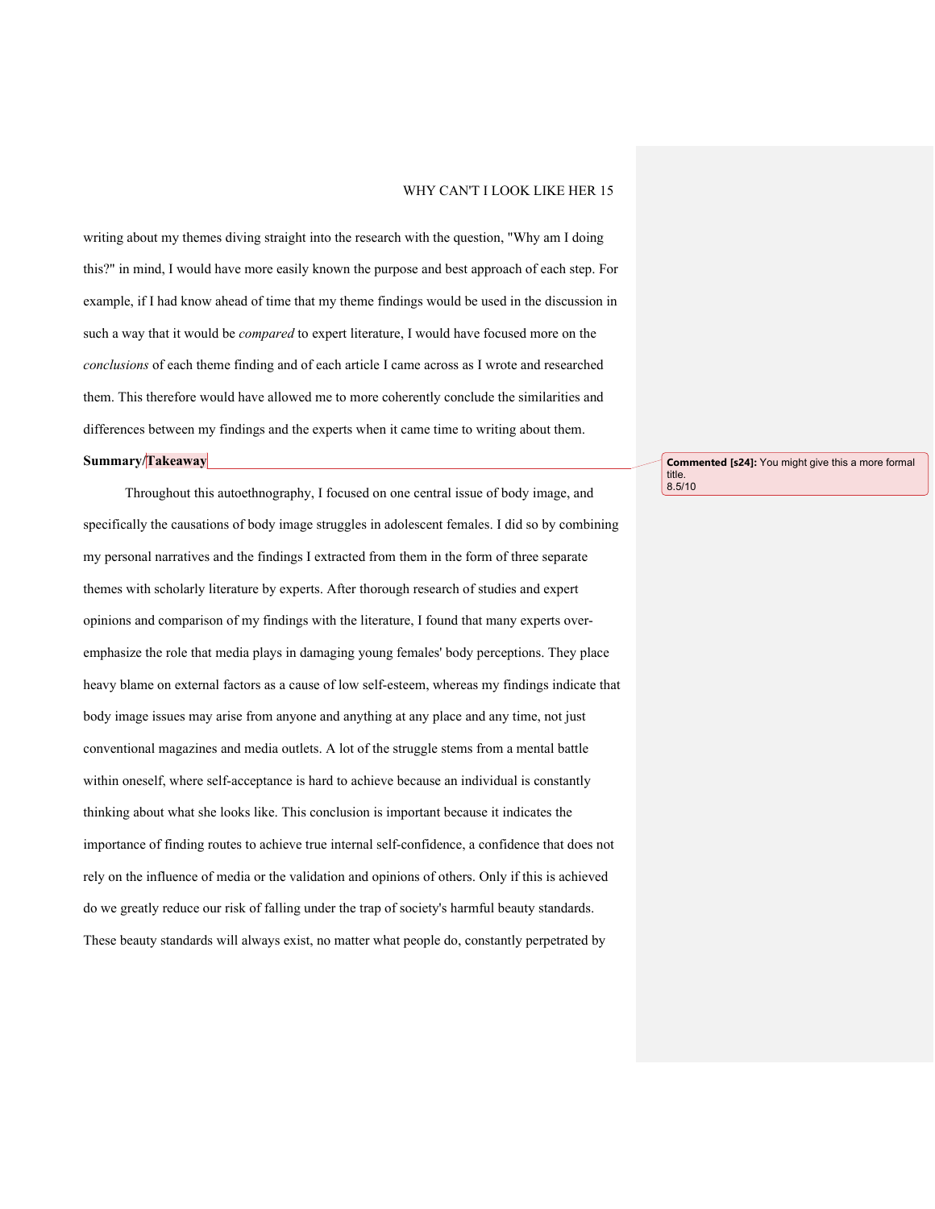writing about my themes diving straight into the research with the question, "Why am I doing this?" in mind, I would have more easily known the purpose and best approach of each step. For example, if I had know ahead of time that my theme findings would be used in the discussion in such a way that it would be *compared* to expert literature, I would have focused more on the *conclusions* of each theme finding and of each article I came across as I wrote and researched them. This therefore would have allowed me to more coherently conclude the similarities and differences between my findings and the experts when it came time to writing about them.

**Summary/Takeaway**

Commented [s24]: You might give this a more formal title.
8.5/10

Throughout this autoethnography, I focused on one central issue of body image, and specifically the causations of body image struggles in adolescent females. I did so by combining my personal narratives and the findings I extracted from them in the form of three separate themes with scholarly literature by experts. After thorough research of studies and expert opinions and comparison of my findings with the literature, I found that many experts over-emphasize the role that media plays in damaging young females' body perceptions. They place heavy blame on external factors as a cause of low self-esteem, whereas my findings indicate that body image issues may arise from anyone and anything at any place and any time, not just conventional magazines and media outlets. A lot of the struggle stems from a mental battle within oneself, where self-acceptance is hard to achieve because an individual is constantly thinking about what she looks like. This conclusion is important because it indicates the importance of finding routes to achieve true internal self-confidence, a confidence that does not rely on the influence of media or the validation and opinions of others. Only if this is achieved do we greatly reduce our risk of falling under the trap of society's harmful beauty standards. These beauty standards will always exist, no matter what people do, constantly perpetrated by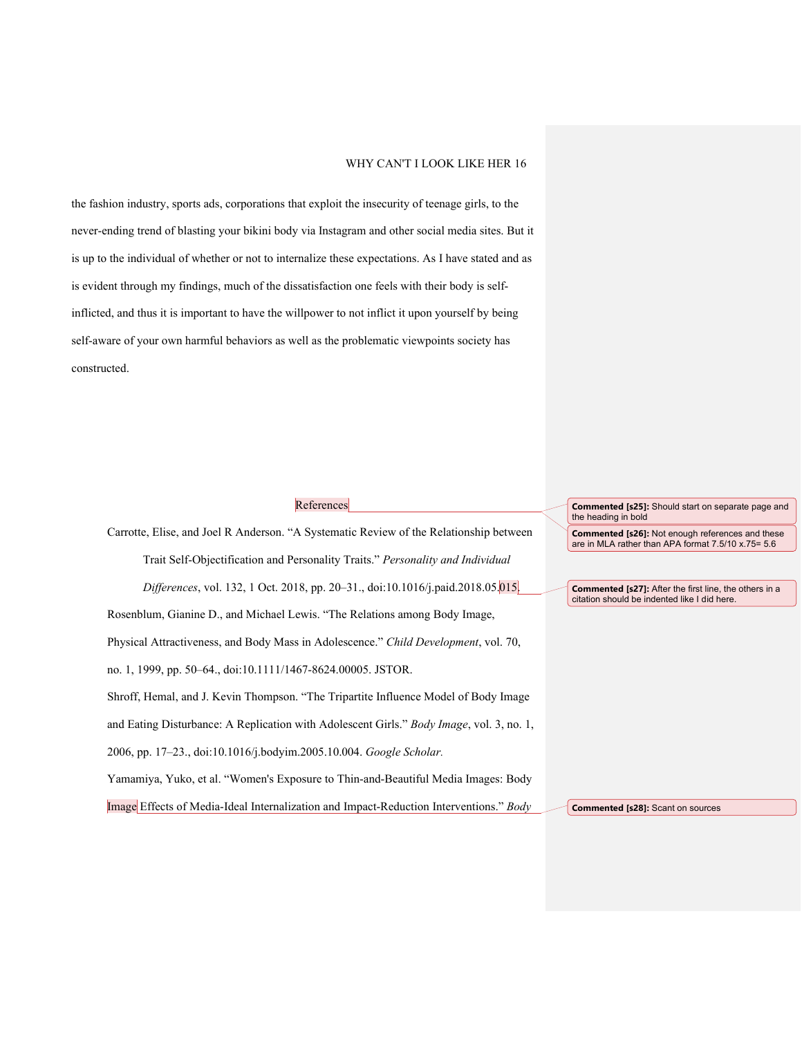the fashion industry, sports ads, corporations that exploit the insecurity of teenage girls, to the never-ending trend of blasting your bikini body via Instagram and other social media sites. But it is up to the individual of whether or not to internalize these expectations. As I have stated and as is evident through my findings, much of the dissatisfaction one feels with their body is self-inflicted, and thus it is important to have the willpower to not inflict it upon yourself by being self-aware of your own harmful behaviors as well as the problematic viewpoints society has constructed.

## References

Carrotte, Elise, and Joel R Anderson. "A Systematic Review of the Relationship between Trait Self-Objectification and Personality Traits." *Personality and Individual Differences*, vol. 132, 1 Oct. 2018, pp. 20–31., doi:10.1016/j.paid.2018.05.015.

Rosenblum, Gianine D., and Michael Lewis. "The Relations among Body Image, Physical Attractiveness, and Body Mass in Adolescence." *Child Development*, vol. 70, no. 1, 1999, pp. 50–64., doi:10.1111/1467-8624.00005. JSTOR.

Shroff, Hemal, and J. Kevin Thompson. "The Tripartite Influence Model of Body Image and Eating Disturbance: A Replication with Adolescent Girls." *Body Image*, vol. 3, no. 1, 2006, pp. 17–23., doi:10.1016/j.bodyim.2005.10.004. *Google Scholar.*

Yamamiya, Yuko, et al. "Women's Exposure to Thin-and-Beautiful Media Images: Body Image Effects of Media-Ideal Internalization and Impact-Reduction Interventions." *Body*

**Commented [s25]:** Should start on separate page and the heading in bold

**Commented [s26]:** Not enough references and these are in MLA rather than APA format 7.5/10 x.75= 5.6

**Commented [s27]:** After the first line, the others in a citation should be indented like I did here.

**Commented [s28]:** Scant on sources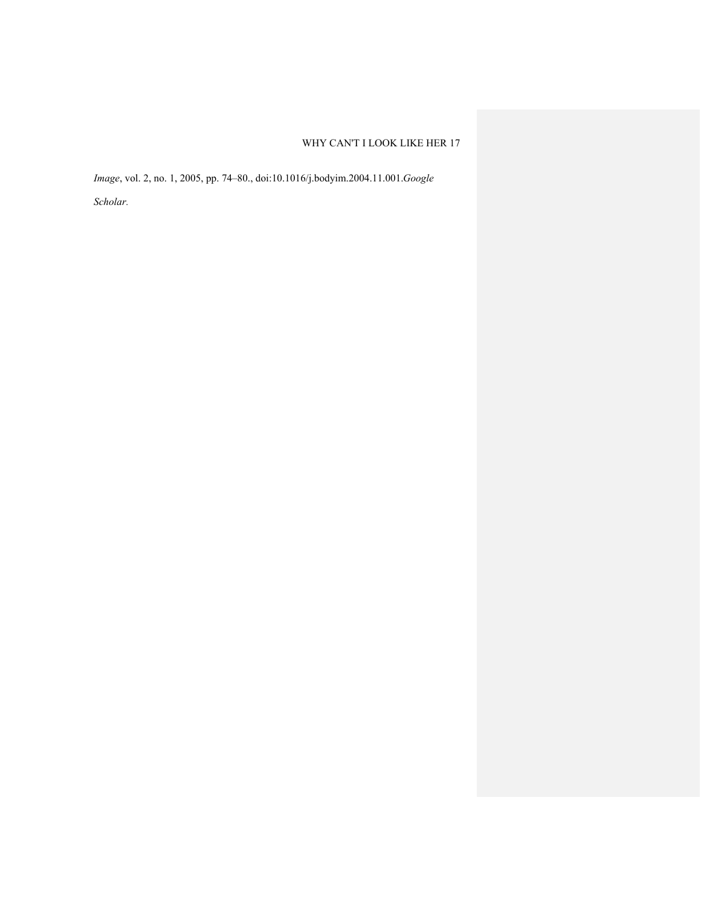*Image*, vol. 2, no. 1, 2005, pp. 74–80., doi:10.1016/j.bodyim.2004.11.001.*Google Scholar.*